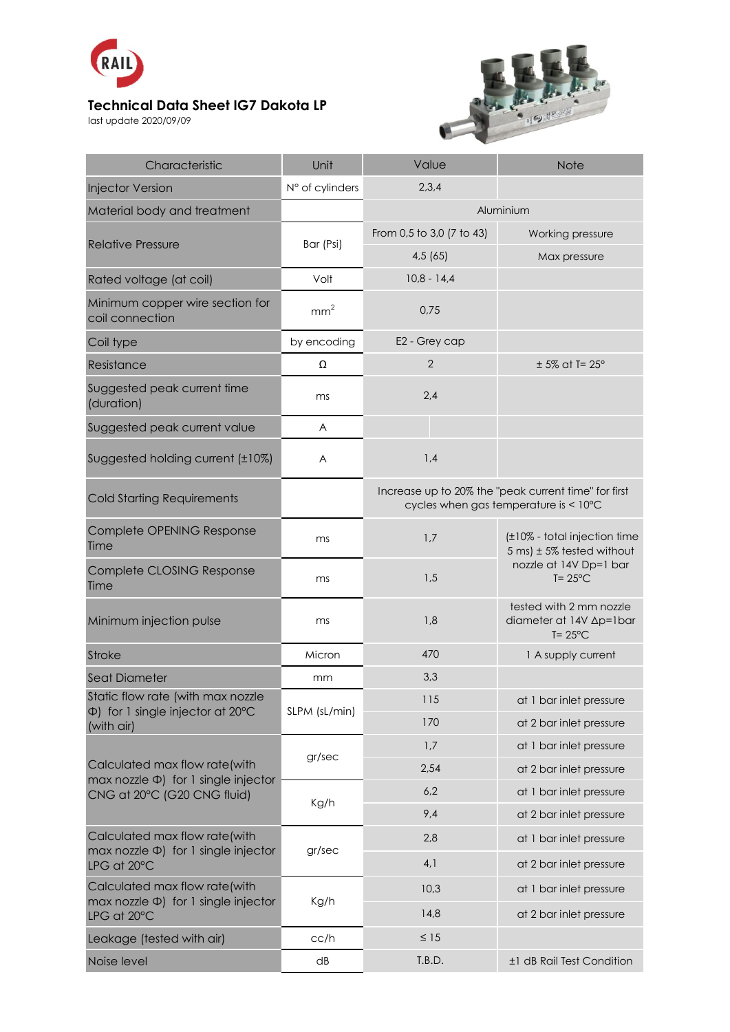# Technical Data Sheet IG7 Dakota LP

last update 2020/09/09

| Characteristic | Unit | Value | Note |
| --- | --- | --- | --- |
| Injector Version | N° of cylinders | 2,3,4 | |
| Material body and treatment | | Aluminium | |
| Relative Pressure | Bar (Psi) | From 0,5 to 3,0 (7 to 43) | Working pressure |
| | | 4,5 (65) | Max pressure |
| Rated voltage (at coil) | Volt | 10,8 - 14,4 | |
| Minimum copper wire section for coil connection | $mm^2$ | 0,75 | |
| Coil type | by encoding | E2 - Grey cap | |
| Resistance | Ω | 2 | ± 5% at T= 25° |
| Suggested peak current time (duration) | ms | 2,4 | |
| Suggested peak current value | A | | |
| Suggested holding current (±10%) | A | 1,4 | |
| Cold Starting Requirements | | Increase up to 20% the "peak current time" for first cycles when gas temperature is < 10°C | |
| Complete OPENING Response Time | ms | 1,7 | (±10% - total injection time 5 ms) ± 5% tested without nozzle at 14V Dp=1 bar T= 25°C |
| Complete CLOSING Response Time | ms | 1,5 | |
| Minimum injection pulse | ms | 1,8 | tested with 2 mm nozzle diameter at 14V Δp=1bar T= 25°C |
| Stroke | Micron | 470 | 1 A supply current |
| Seat Diameter | mm | 3,3 | |
| Static flow rate (with max nozzle Φ) for 1 single injector at 20°C (with air) | SLPM (sL/min) | 115 | at 1 bar inlet pressure |
| | | 170 | at 2 bar inlet pressure |
| Calculated max flow rate(with max nozzle Φ) for 1 single injector CNG at 20°C (G20 CNG fluid) | gr/sec | 1,7 | at 1 bar inlet pressure |
| | | 2,54 | at 2 bar inlet pressure |
| | Kg/h | 6,2 | at 1 bar inlet pressure |
| | | 9,4 | at 2 bar inlet pressure |
| Calculated max flow rate(with max nozzle Φ) for 1 single injector LPG at 20°C | gr/sec | 2,8 | at 1 bar inlet pressure |
| | | 4,1 | at 2 bar inlet pressure |
| Calculated max flow rate(with max nozzle Φ) for 1 single injector LPG at 20°C | Kg/h | 10,3 | at 1 bar inlet pressure |
| | | 14,8 | at 2 bar inlet pressure |
| Leakage (tested with air) | cc/h | ≤ 15 | |
| Noise level | dB | T.B.D. | ±1 dB Rail Test Condition |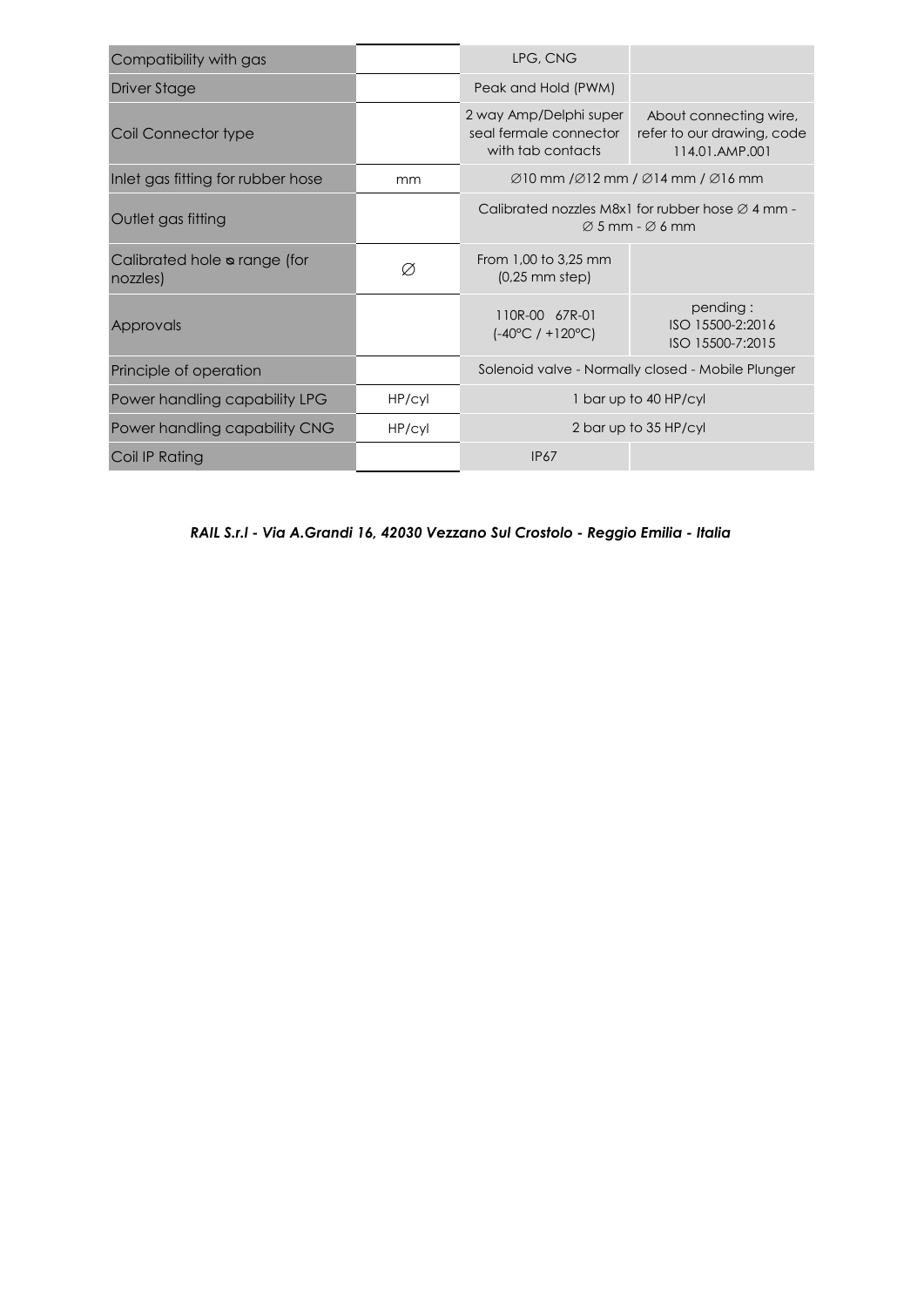| | | | |
|---|---|---|---|
| Compatibility with gas | | LPG, CNG | |
| Driver Stage | | Peak and Hold (PWM) | |
| Coil Connector type | | 2 way Amp/Delphi super seal fermale connector with tab contacts | About connecting wire, refer to our drawing, code 114.01.AMP.001 |
| Inlet gas fitting for rubber hose | mm | ∅10 mm /∅12 mm / ∅14 mm / ∅16 mm | |
| Outlet gas fitting | | Calibrated nozzles M8x1 for rubber hose ∅ 4 mm - ∅ 5 mm - ∅ 6 mm | |
| Calibrated hole ∅ range (for nozzles) | ∅ | From 1,00 to 3,25 mm (0,25 mm step) | |
| Approvals | | 110R-00 67R-01 (-40°C / +120°C) | pending : ISO 15500-2:2016 ISO 15500-7:2015 |
| Principle of operation | | Solenoid valve - Normally closed - Mobile Plunger | |
| Power handling capability LPG | HP/cyl | 1 bar up to 40 HP/cyl | |
| Power handling capability CNG | HP/cyl | 2 bar up to 35 HP/cyl | |
| Coil IP Rating | | IP67 | |

***RAIL S.r.l - Via A.Grandi 16, 42030 Vezzano Sul Crostolo - Reggio Emilia - Italia***